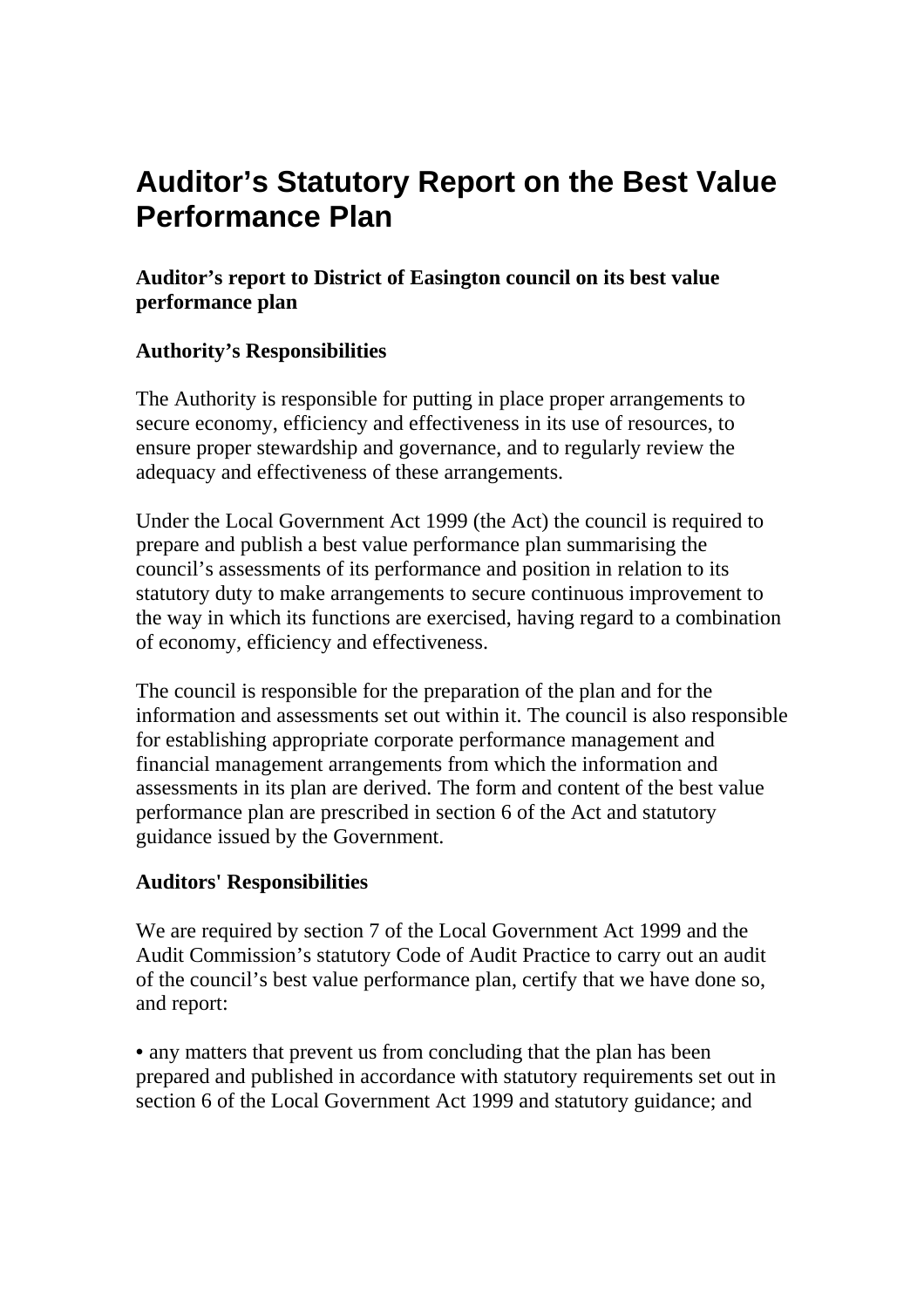# Auditor’s Statutory Report on the Best Value Performance Plan

### Auditor’s report to District of Easington council on its best value performance plan

### Authority’s Responsibilities

The Authority is responsible for putting in place proper arrangements to secure economy, efficiency and effectiveness in its use of resources, to ensure proper stewardship and governance, and to regularly review the adequacy and effectiveness of these arrangements.

Under the Local Government Act 1999 (the Act) the council is required to prepare and publish a best value performance plan summarising the council’s assessments of its performance and position in relation to its statutory duty to make arrangements to secure continuous improvement to the way in which its functions are exercised, having regard to a combination of economy, efficiency and effectiveness.

The council is responsible for the preparation of the plan and for the information and assessments set out within it. The council is also responsible for establishing appropriate corporate performance management and financial management arrangements from which the information and assessments in its plan are derived. The form and content of the best value performance plan are prescribed in section 6 of the Act and statutory guidance issued by the Government.

### Auditors' Responsibilities

We are required by section 7 of the Local Government Act 1999 and the Audit Commission’s statutory Code of Audit Practice to carry out an audit of the council’s best value performance plan, certify that we have done so, and report:

- any matters that prevent us from concluding that the plan has been prepared and published in accordance with statutory requirements set out in section 6 of the Local Government Act 1999 and statutory guidance; and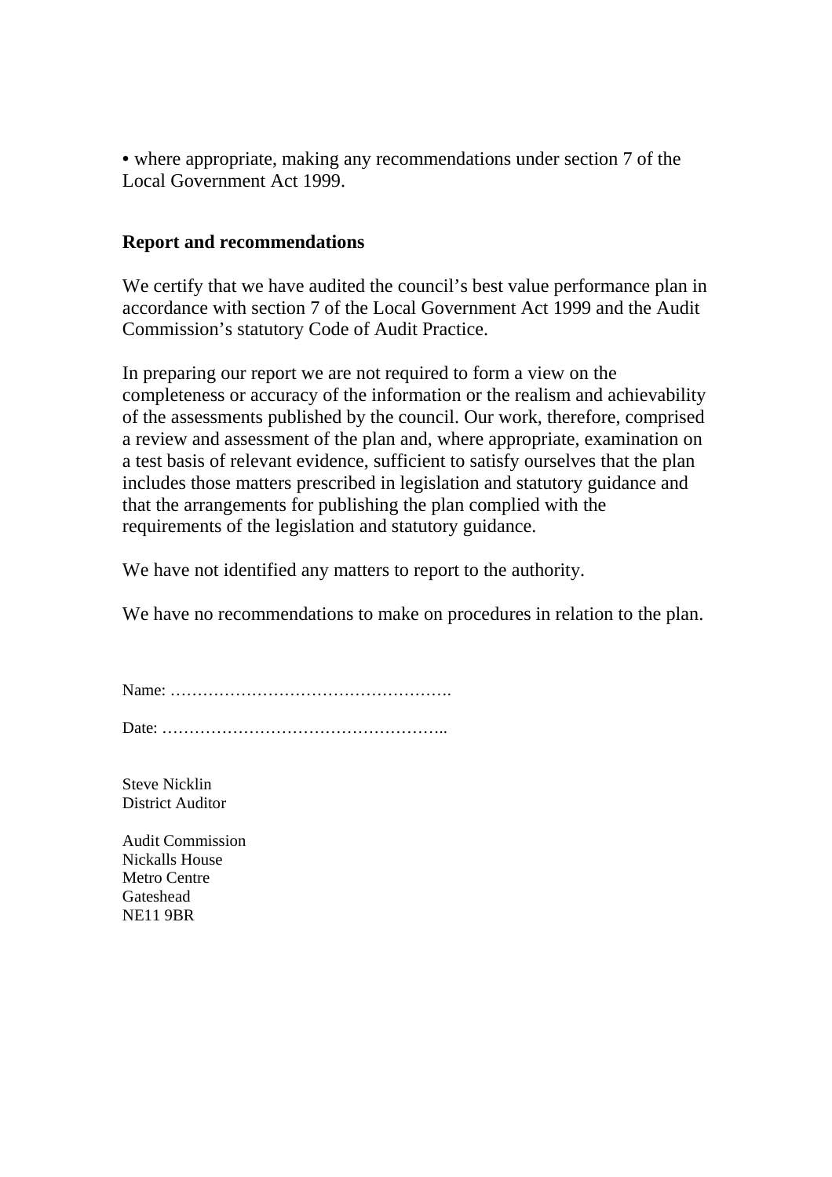- where appropriate, making any recommendations under section 7 of the Local Government Act 1999.

## Report and recommendations

We certify that we have audited the council's best value performance plan in accordance with section 7 of the Local Government Act 1999 and the Audit Commission's statutory Code of Audit Practice.

In preparing our report we are not required to form a view on the completeness or accuracy of the information or the realism and achievability of the assessments published by the council. Our work, therefore, comprised a review and assessment of the plan and, where appropriate, examination on a test basis of relevant evidence, sufficient to satisfy ourselves that the plan includes those matters prescribed in legislation and statutory guidance and that the arrangements for publishing the plan complied with the requirements of the legislation and statutory guidance.

We have not identified any matters to report to the authority.

We have no recommendations to make on procedures in relation to the plan.

Name: …………………………………………….

Date: ……………………………………………..

Steve Nicklin
District Auditor

Audit Commission
Nickalls House
Metro Centre
Gateshead
NE11 9BR